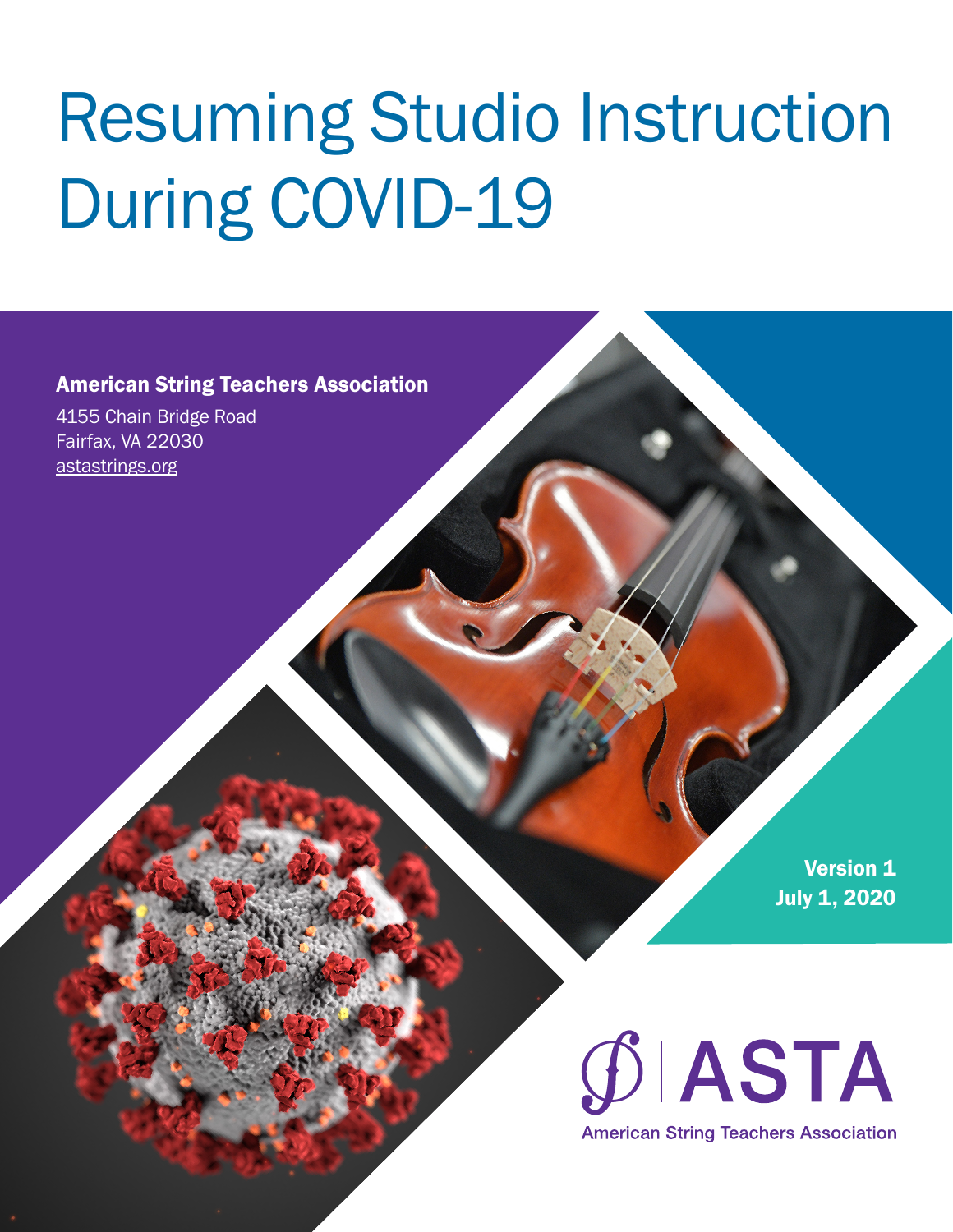# Resuming Studio Instruction During COVID-19

**American String Teachers Association**

4155 Chain Bridge Road
Fairfax, VA 22030
astastrings.org

**Version 1**
**July 1, 2020**

ASTA
American String Teachers Association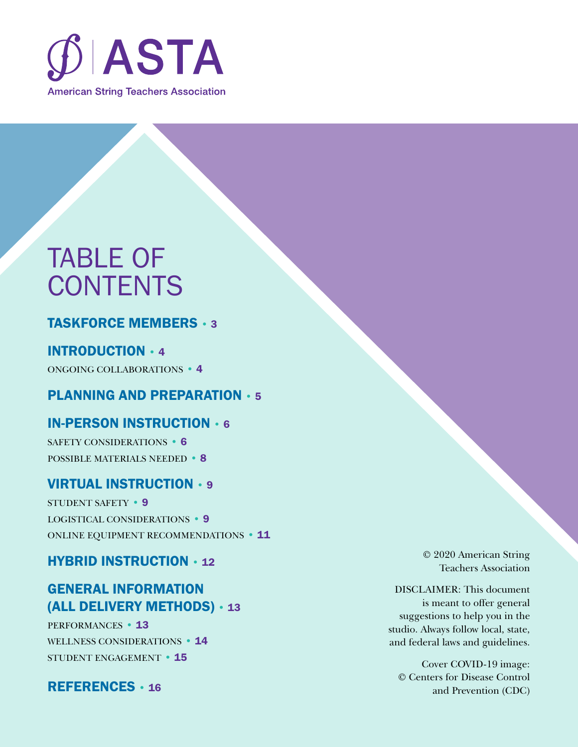# ASTA

American String Teachers Association

# TABLE OF CONTENTS

## TASKFORCE MEMBERS • 3

## INTRODUCTION • 4

ONGOING COLLABORATIONS • 4

## PLANNING AND PREPARATION • 5

## IN-PERSON INSTRUCTION • 6

SAFETY CONSIDERATIONS • 6

POSSIBLE MATERIALS NEEDED • 8

## VIRTUAL INSTRUCTION • 9

STUDENT SAFETY • 9

LOGISTICAL CONSIDERATIONS • 9

ONLINE EQUIPMENT RECOMMENDATIONS • 11

## HYBRID INSTRUCTION • 12

## GENERAL INFORMATION (ALL DELIVERY METHODS) • 13

PERFORMANCES • 13

WELLNESS CONSIDERATIONS • 14

STUDENT ENGAGEMENT • 15

## REFERENCES • 16

© 2020 American String Teachers Association

DISCLAIMER: This document is meant to offer general suggestions to help you in the studio. Always follow local, state, and federal laws and guidelines.

Cover COVID-19 image: © Centers for Disease Control and Prevention (CDC)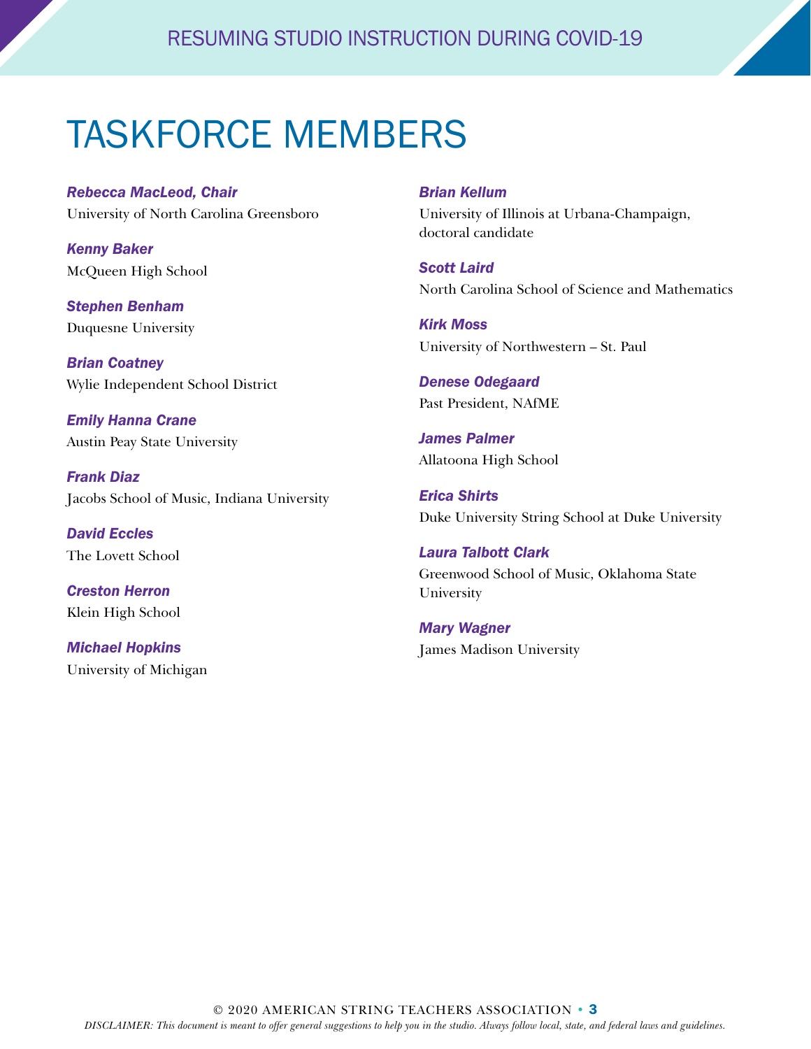# TASKFORCE MEMBERS

***Rebecca MacLeod, Chair***
University of North Carolina Greensboro

***Kenny Baker***
McQueen High School

***Stephen Benham***
Duquesne University

***Brian Coatney***
Wylie Independent School District

***Emily Hanna Crane***
Austin Peay State University

***Frank Diaz***
Jacobs School of Music, Indiana University

***David Eccles***
The Lovett School

***Creston Herron***
Klein High School

***Michael Hopkins***
University of Michigan

***Brian Kellum***
University of Illinois at Urbana-Champaign, doctoral candidate

***Scott Laird***
North Carolina School of Science and Mathematics

***Kirk Moss***
University of Northwestern – St. Paul

***Denese Odegaard***
Past President, NAfME

***James Palmer***
Allatoona High School

***Erica Shirts***
Duke University String School at Duke University

***Laura Talbott Clark***
Greenwood School of Music, Oklahoma State University

***Mary Wagner***
James Madison University

*DISCLAIMER: This document is meant to offer general suggestions to help you in the studio. Always follow local, state, and federal laws and guidelines.*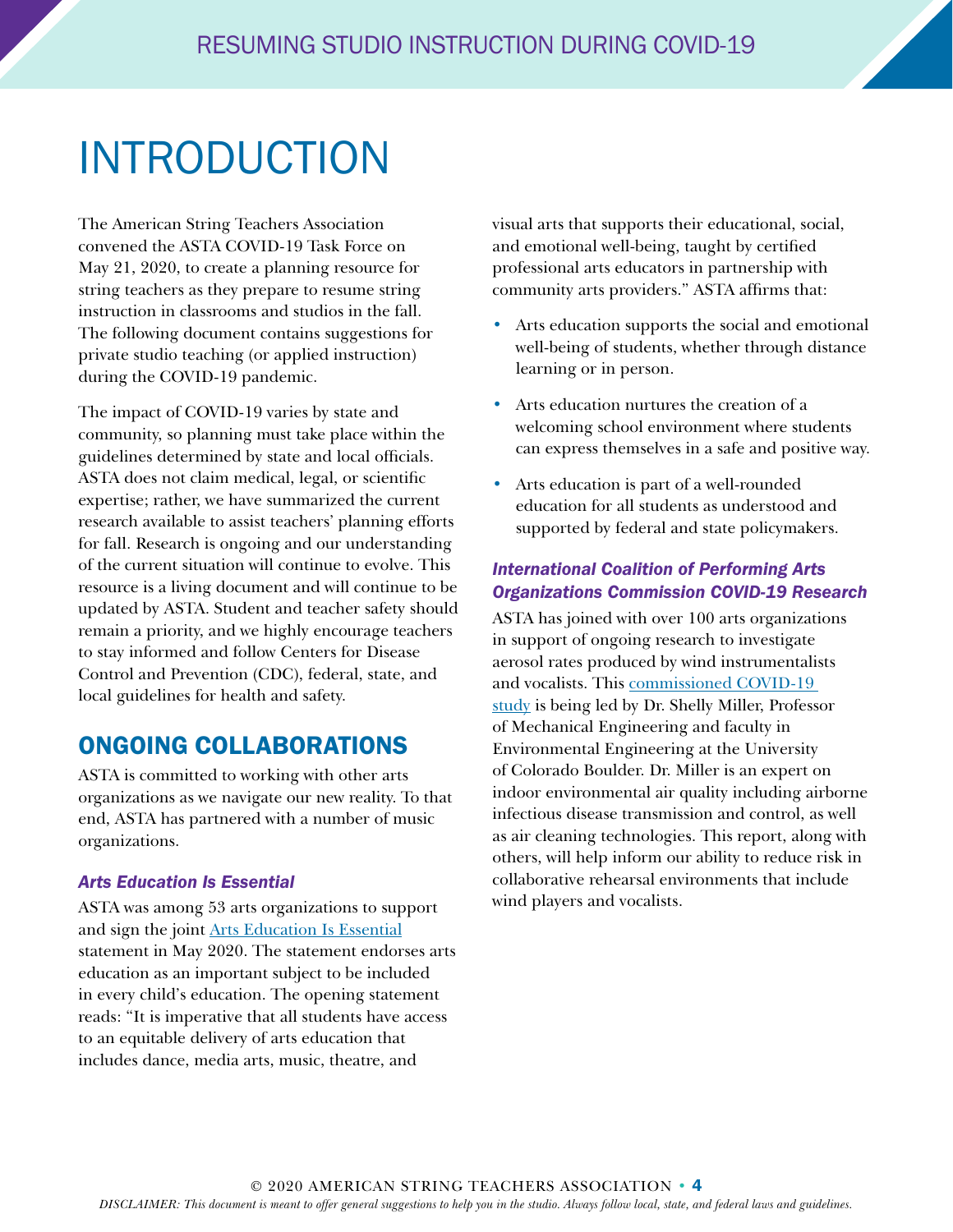# INTRODUCTION

The American String Teachers Association convened the ASTA COVID-19 Task Force on May 21, 2020, to create a planning resource for string teachers as they prepare to resume string instruction in classrooms and studios in the fall. The following document contains suggestions for private studio teaching (or applied instruction) during the COVID-19 pandemic.

The impact of COVID-19 varies by state and community, so planning must take place within the guidelines determined by state and local officials. ASTA does not claim medical, legal, or scientific expertise; rather, we have summarized the current research available to assist teachers' planning efforts for fall. Research is ongoing and our understanding of the current situation will continue to evolve. This resource is a living document and will continue to be updated by ASTA. Student and teacher safety should remain a priority, and we highly encourage teachers to stay informed and follow Centers for Disease Control and Prevention (CDC), federal, state, and local guidelines for health and safety.

## ONGOING COLLABORATIONS

ASTA is committed to working with other arts organizations as we navigate our new reality. To that end, ASTA has partnered with a number of music organizations.

### *Arts Education Is Essential*

ASTA was among 53 arts organizations to support and sign the joint Arts Education Is Essential statement in May 2020. The statement endorses arts education as an important subject to be included in every child's education. The opening statement reads: "It is imperative that all students have access to an equitable delivery of arts education that includes dance, media arts, music, theatre, and visual arts that supports their educational, social, and emotional well-being, taught by certified professional arts educators in partnership with community arts providers." ASTA affirms that:

- Arts education supports the social and emotional well-being of students, whether through distance learning or in person.
- Arts education nurtures the creation of a welcoming school environment where students can express themselves in a safe and positive way.
- Arts education is part of a well-rounded education for all students as understood and supported by federal and state policymakers.

### *International Coalition of Performing Arts Organizations Commission COVID-19 Research*

ASTA has joined with over 100 arts organizations in support of ongoing research to investigate aerosol rates produced by wind instrumentalists and vocalists. This commissioned COVID-19 study is being led by Dr. Shelly Miller, Professor of Mechanical Engineering and faculty in Environmental Engineering at the University of Colorado Boulder. Dr. Miller is an expert on indoor environmental air quality including airborne infectious disease transmission and control, as well as air cleaning technologies. This report, along with others, will help inform our ability to reduce risk in collaborative rehearsal environments that include wind players and vocalists.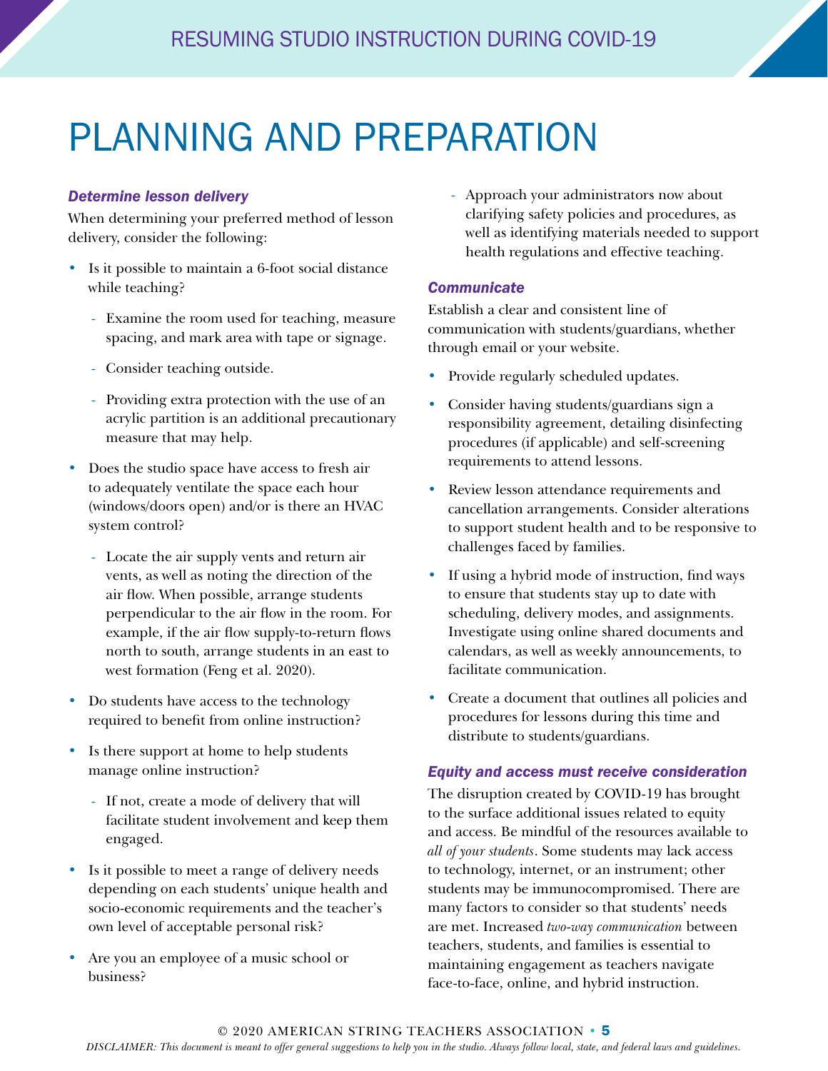# PLANNING AND PREPARATION

### *Determine lesson delivery*

When determining your preferred method of lesson delivery, consider the following:

- Is it possible to maintain a 6-foot social distance while teaching?
  - Examine the room used for teaching, measure spacing, and mark area with tape or signage.
  - Consider teaching outside.
  - Providing extra protection with the use of an acrylic partition is an additional precautionary measure that may help.
- Does the studio space have access to fresh air to adequately ventilate the space each hour (windows/doors open) and/or is there an HVAC system control?
  - Locate the air supply vents and return air vents, as well as noting the direction of the air flow. When possible, arrange students perpendicular to the air flow in the room. For example, if the air flow supply-to-return flows north to south, arrange students in an east to west formation (Feng et al. 2020).
- Do students have access to the technology required to benefit from online instruction?
- Is there support at home to help students manage online instruction?
  - If not, create a mode of delivery that will facilitate student involvement and keep them engaged.
- Is it possible to meet a range of delivery needs depending on each students' unique health and socio-economic requirements and the teacher's own level of acceptable personal risk?
- Are you an employee of a music school or business?
  - Approach your administrators now about clarifying safety policies and procedures, as well as identifying materials needed to support health regulations and effective teaching.

### *Communicate*

Establish a clear and consistent line of communication with students/guardians, whether through email or your website.

- Provide regularly scheduled updates.
- Consider having students/guardians sign a responsibility agreement, detailing disinfecting procedures (if applicable) and self-screening requirements to attend lessons.
- Review lesson attendance requirements and cancellation arrangements. Consider alterations to support student health and to be responsive to challenges faced by families.
- If using a hybrid mode of instruction, find ways to ensure that students stay up to date with scheduling, delivery modes, and assignments. Investigate using online shared documents and calendars, as well as weekly announcements, to facilitate communication.
- Create a document that outlines all policies and procedures for lessons during this time and distribute to students/guardians.

### *Equity and access must receive consideration*

The disruption created by COVID-19 has brought to the surface additional issues related to equity and access. Be mindful of the resources available to *all of your students*. Some students may lack access to technology, internet, or an instrument; other students may be immunocompromised. There are many factors to consider so that students' needs are met. Increased *two-way communication* between teachers, students, and families is essential to maintaining engagement as teachers navigate face-to-face, online, and hybrid instruction.

*DISCLAIMER: This document is meant to offer general suggestions to help you in the studio. Always follow local, state, and federal laws and guidelines.*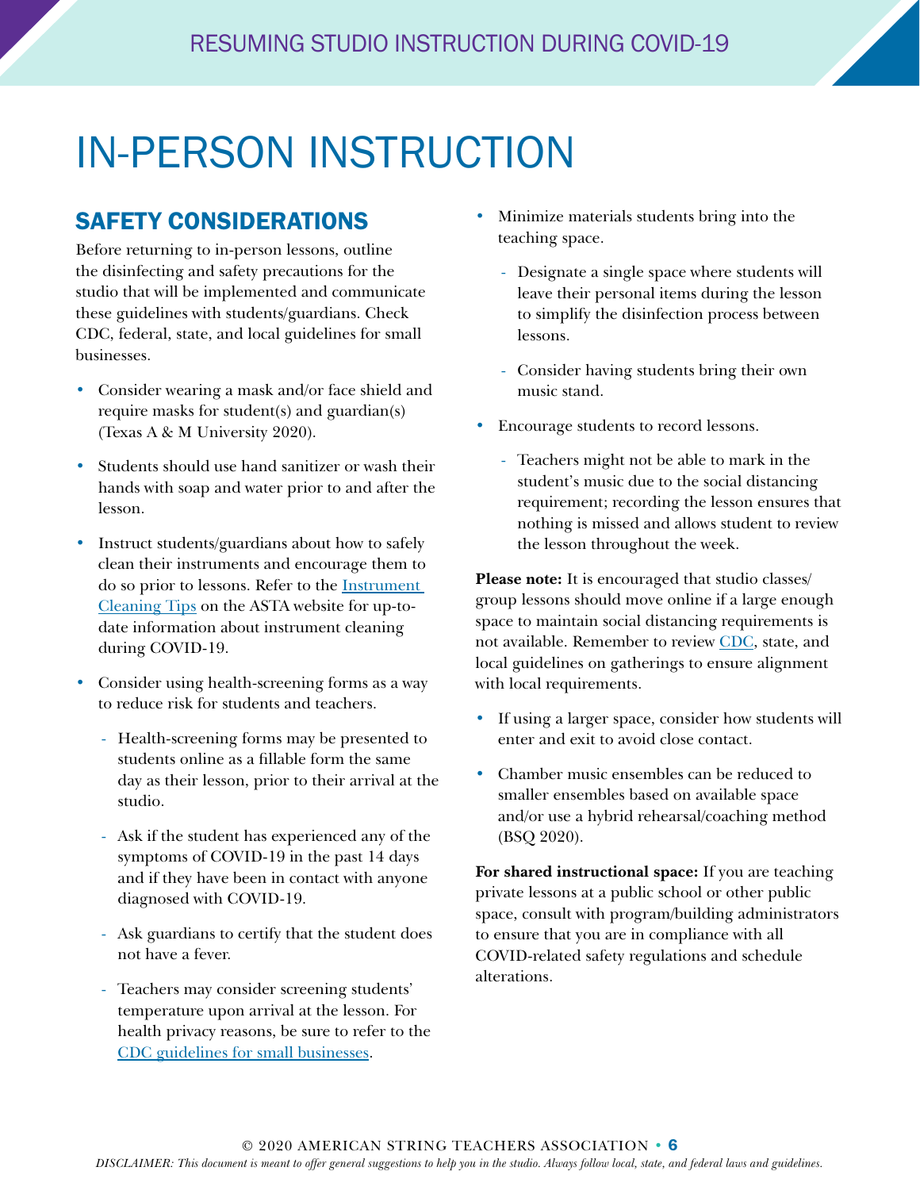// IN-PERSON INSTRUCTION

## SAFETY CONSIDERATIONS

Before returning to in-person lessons, outline the disinfecting and safety precautions for the studio that will be implemented and communicate these guidelines with students/guardians. Check CDC, federal, state, and local guidelines for small businesses.

- Consider wearing a mask and/or face shield and require masks for student(s) and guardian(s) (Texas A & M University 2020).
- Students should use hand sanitizer or wash their hands with soap and water prior to and after the lesson.
- Instruct students/guardians about how to safely clean their instruments and encourage them to do so prior to lessons. Refer to the Instrument Cleaning Tips on the ASTA website for up-to-date information about instrument cleaning during COVID-19.
- Consider using health-screening forms as a way to reduce risk for students and teachers.
  - Health-screening forms may be presented to students online as a fillable form the same day as their lesson, prior to their arrival at the studio.
  - Ask if the student has experienced any of the symptoms of COVID-19 in the past 14 days and if they have been in contact with anyone diagnosed with COVID-19.
  - Ask guardians to certify that the student does not have a fever.
  - Teachers may consider screening students' temperature upon arrival at the lesson. For health privacy reasons, be sure to refer to the CDC guidelines for small businesses.
- Minimize materials students bring into the teaching space.
  - Designate a single space where students will leave their personal items during the lesson to simplify the disinfection process between lessons.
  - Consider having students bring their own music stand.
- Encourage students to record lessons.
  - Teachers might not be able to mark in the student's music due to the social distancing requirement; recording the lesson ensures that nothing is missed and allows student to review the lesson throughout the week.

**Please note:** It is encouraged that studio classes/group lessons should move online if a large enough space to maintain social distancing requirements is not available. Remember to review CDC, state, and local guidelines on gatherings to ensure alignment with local requirements.

- If using a larger space, consider how students will enter and exit to avoid close contact.
- Chamber music ensembles can be reduced to smaller ensembles based on available space and/or use a hybrid rehearsal/coaching method (BSQ 2020).

**For shared instructional space:** If you are teaching private lessons at a public school or other public space, consult with program/building administrators to ensure that you are in compliance with all COVID-related safety regulations and schedule alterations.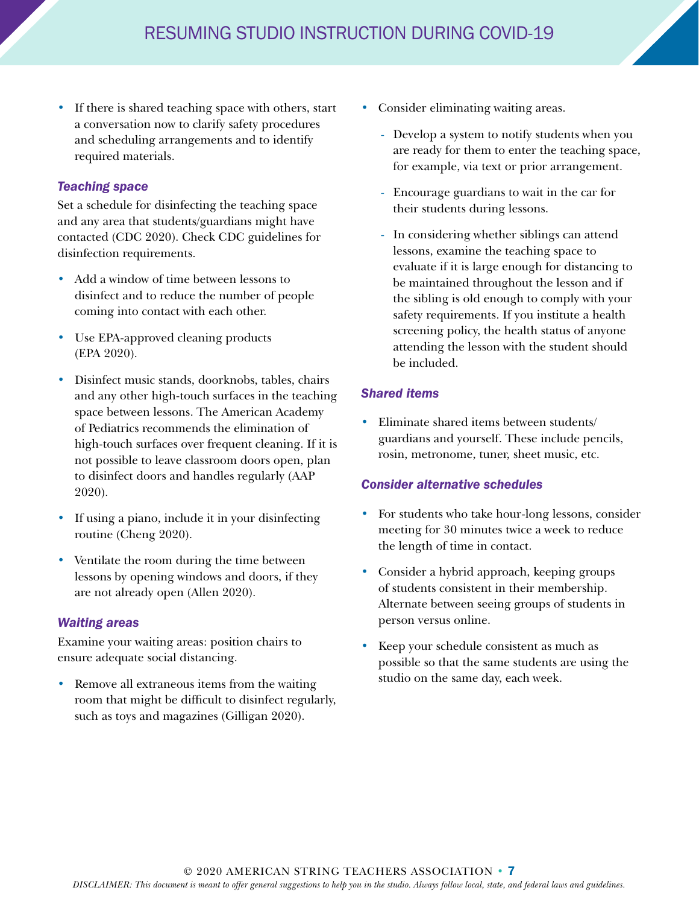- If there is shared teaching space with others, start a conversation now to clarify safety procedures and scheduling arrangements and to identify required materials.

### *Teaching space*

Set a schedule for disinfecting the teaching space and any area that students/guardians might have contacted (CDC 2020). Check CDC guidelines for disinfection requirements.

- Add a window of time between lessons to disinfect and to reduce the number of people coming into contact with each other.
- Use EPA-approved cleaning products (EPA 2020).
- Disinfect music stands, doorknobs, tables, chairs and any other high-touch surfaces in the teaching space between lessons. The American Academy of Pediatrics recommends the elimination of high-touch surfaces over frequent cleaning. If it is not possible to leave classroom doors open, plan to disinfect doors and handles regularly (AAP 2020).
- If using a piano, include it in your disinfecting routine (Cheng 2020).
- Ventilate the room during the time between lessons by opening windows and doors, if they are not already open (Allen 2020).

### *Waiting areas*

Examine your waiting areas: position chairs to ensure adequate social distancing.

- Remove all extraneous items from the waiting room that might be difficult to disinfect regularly, such as toys and magazines (Gilligan 2020).
- Consider eliminating waiting areas.
  - Develop a system to notify students when you are ready for them to enter the teaching space, for example, via text or prior arrangement.
  - Encourage guardians to wait in the car for their students during lessons.
  - In considering whether siblings can attend lessons, examine the teaching space to evaluate if it is large enough for distancing to be maintained throughout the lesson and if the sibling is old enough to comply with your safety requirements. If you institute a health screening policy, the health status of anyone attending the lesson with the student should be included.

### *Shared items*

- Eliminate shared items between students/guardians and yourself. These include pencils, rosin, metronome, tuner, sheet music, etc.

### *Consider alternative schedules*

- For students who take hour-long lessons, consider meeting for 30 minutes twice a week to reduce the length of time in contact.
- Consider a hybrid approach, keeping groups of students consistent in their membership. Alternate between seeing groups of students in person versus online.
- Keep your schedule consistent as much as possible so that the same students are using the studio on the same day, each week.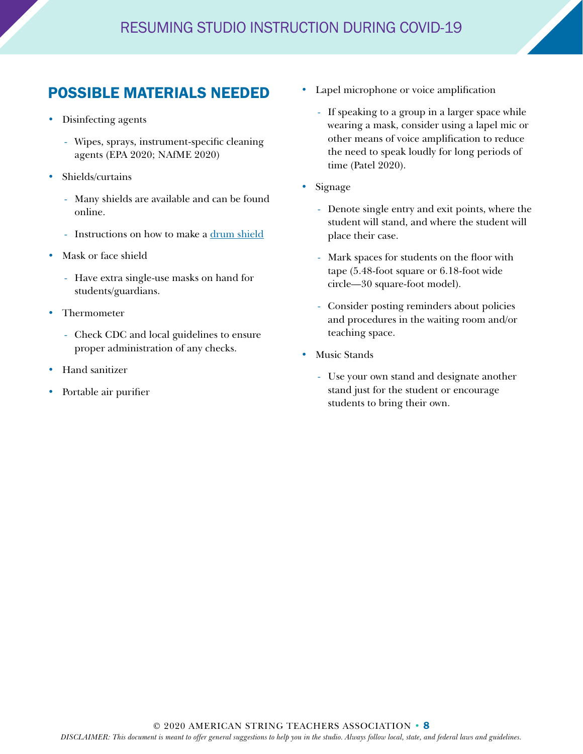## POSSIBLE MATERIALS NEEDED

- Disinfecting agents
  - Wipes, sprays, instrument-specific cleaning agents (EPA 2020; NAfME 2020)
- Shields/curtains
  - Many shields are available and can be found online.
  - Instructions on how to make a drum shield
- Mask or face shield
  - Have extra single-use masks on hand for students/guardians.
- Thermometer
  - Check CDC and local guidelines to ensure proper administration of any checks.
- Hand sanitizer
- Portable air purifier
- Lapel microphone or voice amplification
  - If speaking to a group in a larger space while wearing a mask, consider using a lapel mic or other means of voice amplification to reduce the need to speak loudly for long periods of time (Patel 2020).
- Signage
  - Denote single entry and exit points, where the student will stand, and where the student will place their case.
  - Mark spaces for students on the floor with tape (5.48-foot square or 6.18-foot wide circle—30 square-foot model).
  - Consider posting reminders about policies and procedures in the waiting room and/or teaching space.
- Music Stands
  - Use your own stand and designate another stand just for the student or encourage students to bring their own.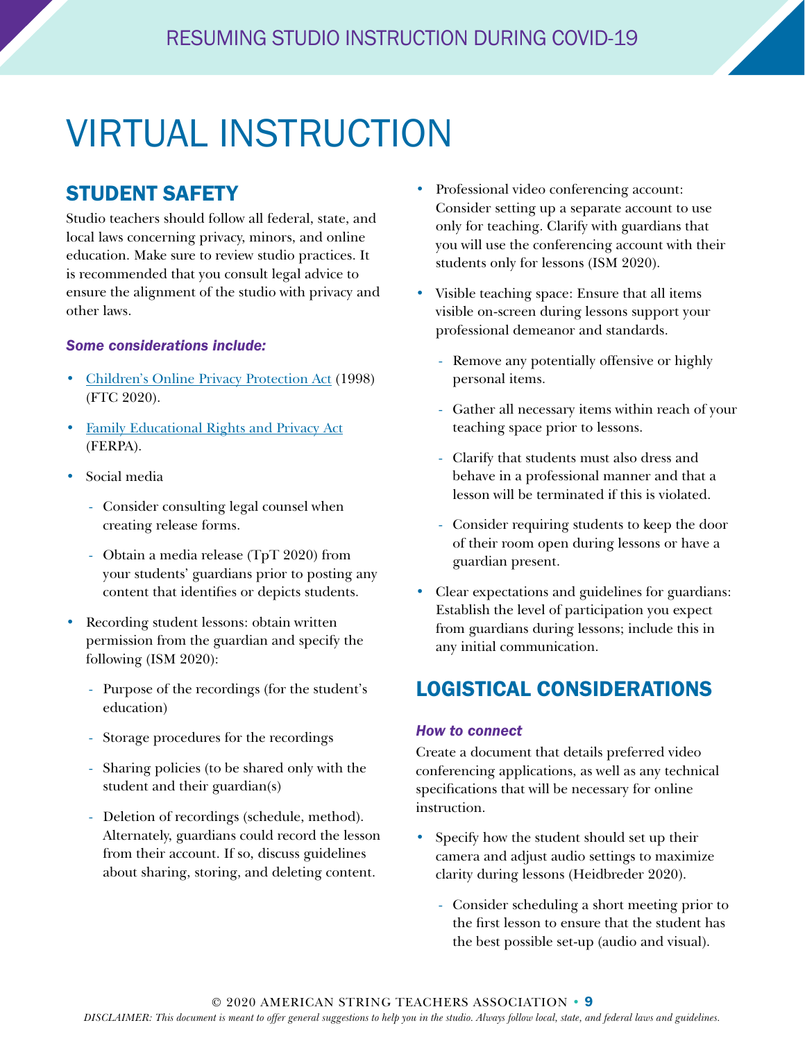# VIRTUAL INSTRUCTION

## STUDENT SAFETY

Studio teachers should follow all federal, state, and local laws concerning privacy, minors, and online education. Make sure to review studio practices. It is recommended that you consult legal advice to ensure the alignment of the studio with privacy and other laws.

### *Some considerations include:*

- Children's Online Privacy Protection Act (1998) (FTC 2020).
- Family Educational Rights and Privacy Act (FERPA).
- Social media
  - Consider consulting legal counsel when creating release forms.
  - Obtain a media release (TpT 2020) from your students' guardians prior to posting any content that identifies or depicts students.
- Recording student lessons: obtain written permission from the guardian and specify the following (ISM 2020):
  - Purpose of the recordings (for the student's education)
  - Storage procedures for the recordings
  - Sharing policies (to be shared only with the student and their guardian(s)
  - Deletion of recordings (schedule, method). Alternately, guardians could record the lesson from their account. If so, discuss guidelines about sharing, storing, and deleting content.
- Professional video conferencing account: Consider setting up a separate account to use only for teaching. Clarify with guardians that you will use the conferencing account with their students only for lessons (ISM 2020).
- Visible teaching space: Ensure that all items visible on-screen during lessons support your professional demeanor and standards.
  - Remove any potentially offensive or highly personal items.
  - Gather all necessary items within reach of your teaching space prior to lessons.
  - Clarify that students must also dress and behave in a professional manner and that a lesson will be terminated if this is violated.
  - Consider requiring students to keep the door of their room open during lessons or have a guardian present.
- Clear expectations and guidelines for guardians: Establish the level of participation you expect from guardians during lessons; include this in any initial communication.

## LOGISTICAL CONSIDERATIONS

### *How to connect*

Create a document that details preferred video conferencing applications, as well as any technical specifications that will be necessary for online instruction.

- Specify how the student should set up their camera and adjust audio settings to maximize clarity during lessons (Heidbreder 2020).
  - Consider scheduling a short meeting prior to the first lesson to ensure that the student has the best possible set-up (audio and visual).

*DISCLAIMER: This document is meant to offer general suggestions to help you in the studio. Always follow local, state, and federal laws and guidelines.*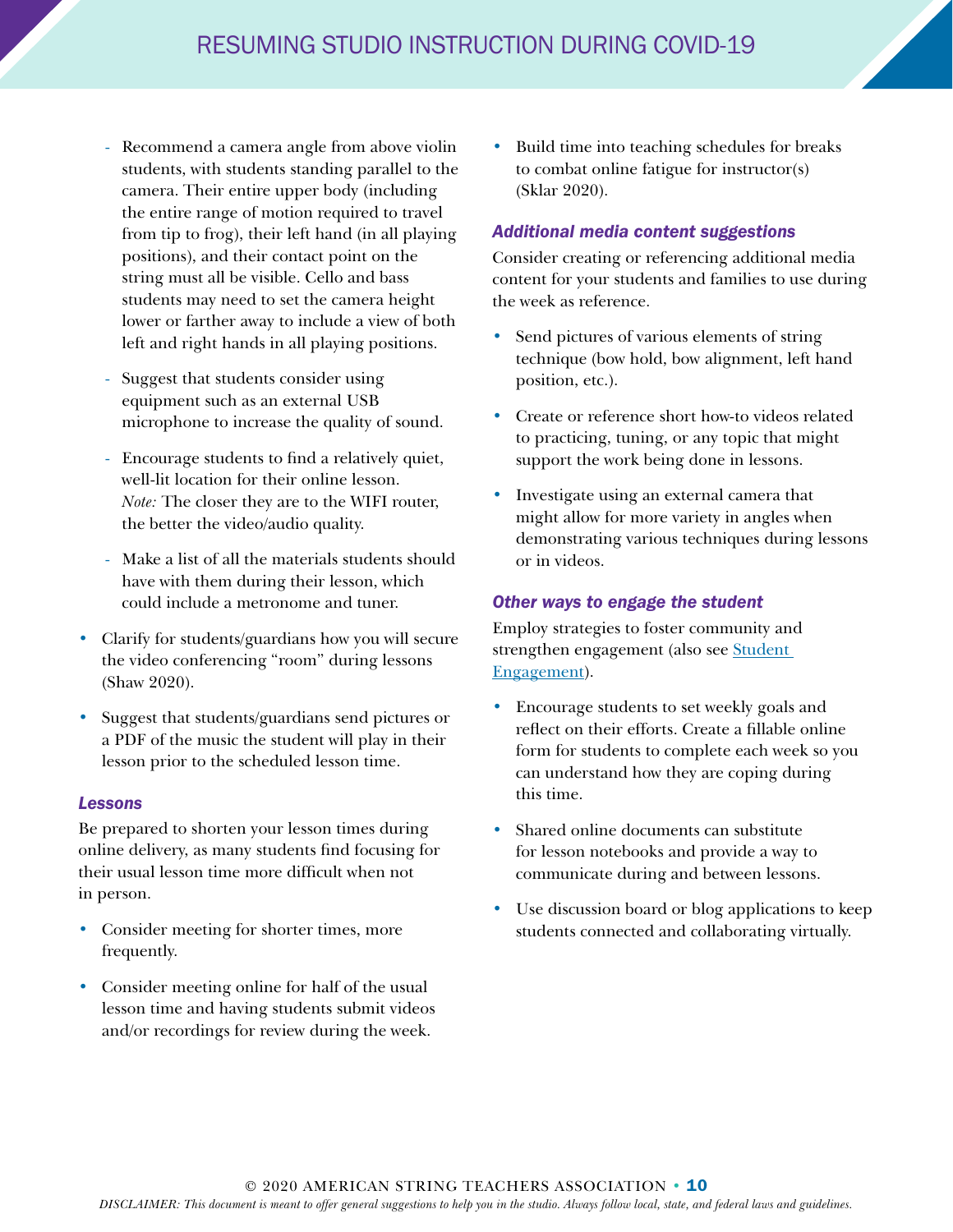- Recommend a camera angle from above violin students, with students standing parallel to the camera. Their entire upper body (including the entire range of motion required to travel from tip to frog), their left hand (in all playing positions), and their contact point on the string must all be visible. Cello and bass students may need to set the camera height lower or farther away to include a view of both left and right hands in all playing positions.
  - Suggest that students consider using equipment such as an external USB microphone to increase the quality of sound.
  - Encourage students to find a relatively quiet, well-lit location for their online lesson. *Note:* The closer they are to the WIFI router, the better the video/audio quality.
  - Make a list of all the materials students should have with them during their lesson, which could include a metronome and tuner.
- Clarify for students/guardians how you will secure the video conferencing "room" during lessons (Shaw 2020).
- Suggest that students/guardians send pictures or a PDF of the music the student will play in their lesson prior to the scheduled lesson time.

### *Lessons*

Be prepared to shorten your lesson times during online delivery, as many students find focusing for their usual lesson time more difficult when not in person.

- Consider meeting for shorter times, more frequently.
- Consider meeting online for half of the usual lesson time and having students submit videos and/or recordings for review during the week.
- Build time into teaching schedules for breaks to combat online fatigue for instructor(s) (Sklar 2020).

### *Additional media content suggestions*

Consider creating or referencing additional media content for your students and families to use during the week as reference.

- Send pictures of various elements of string technique (bow hold, bow alignment, left hand position, etc.).
- Create or reference short how-to videos related to practicing, tuning, or any topic that might support the work being done in lessons.
- Investigate using an external camera that might allow for more variety in angles when demonstrating various techniques during lessons or in videos.

### *Other ways to engage the student*

Employ strategies to foster community and strengthen engagement (also see Student Engagement).

- Encourage students to set weekly goals and reflect on their efforts. Create a fillable online form for students to complete each week so you can understand how they are coping during this time.
- Shared online documents can substitute for lesson notebooks and provide a way to communicate during and between lessons.
- Use discussion board or blog applications to keep students connected and collaborating virtually.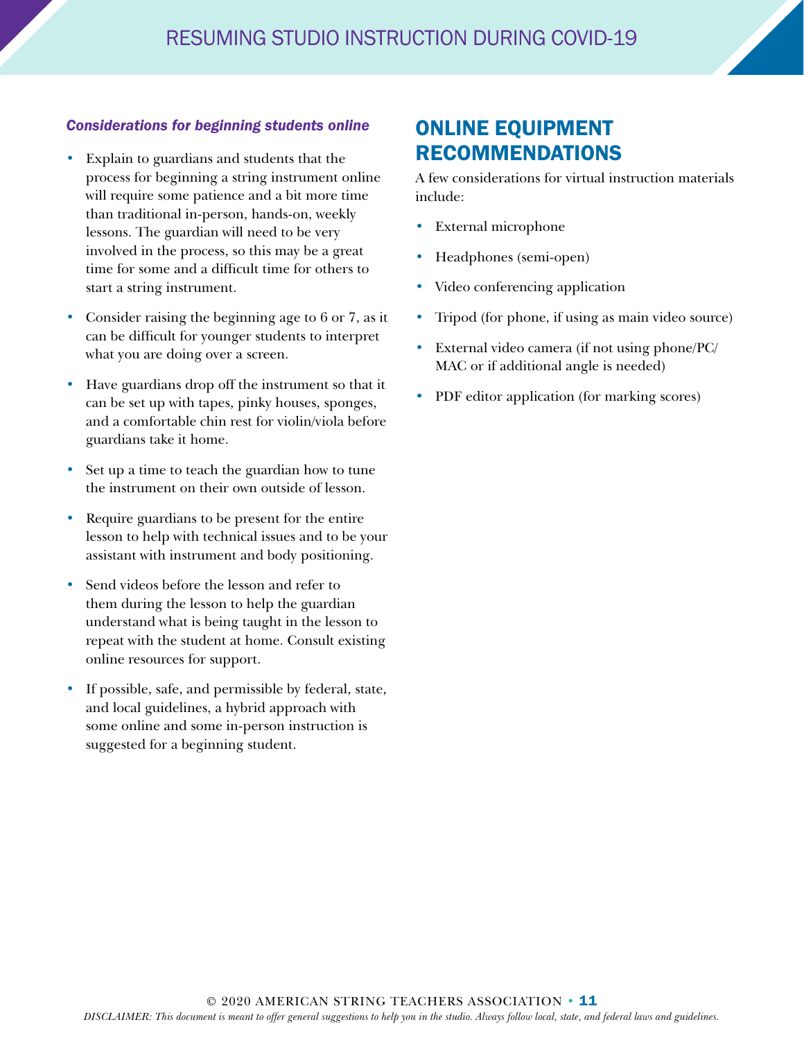*Considerations for beginning students online*

- Explain to guardians and students that the process for beginning a string instrument online will require some patience and a bit more time than traditional in-person, hands-on, weekly lessons. The guardian will need to be very involved in the process, so this may be a great time for some and a difficult time for others to start a string instrument.
- Consider raising the beginning age to 6 or 7, as it can be difficult for younger students to interpret what you are doing over a screen.
- Have guardians drop off the instrument so that it can be set up with tapes, pinky houses, sponges, and a comfortable chin rest for violin/viola before guardians take it home.
- Set up a time to teach the guardian how to tune the instrument on their own outside of lesson.
- Require guardians to be present for the entire lesson to help with technical issues and to be your assistant with instrument and body positioning.
- Send videos before the lesson and refer to them during the lesson to help the guardian understand what is being taught in the lesson to repeat with the student at home. Consult existing online resources for support.
- If possible, safe, and permissible by federal, state, and local guidelines, a hybrid approach with some online and some in-person instruction is suggested for a beginning student.

## ONLINE EQUIPMENT RECOMMENDATIONS

A few considerations for virtual instruction materials include:

- External microphone
- Headphones (semi-open)
- Video conferencing application
- Tripod (for phone, if using as main video source)
- External video camera (if not using phone/PC/MAC or if additional angle is needed)
- PDF editor application (for marking scores)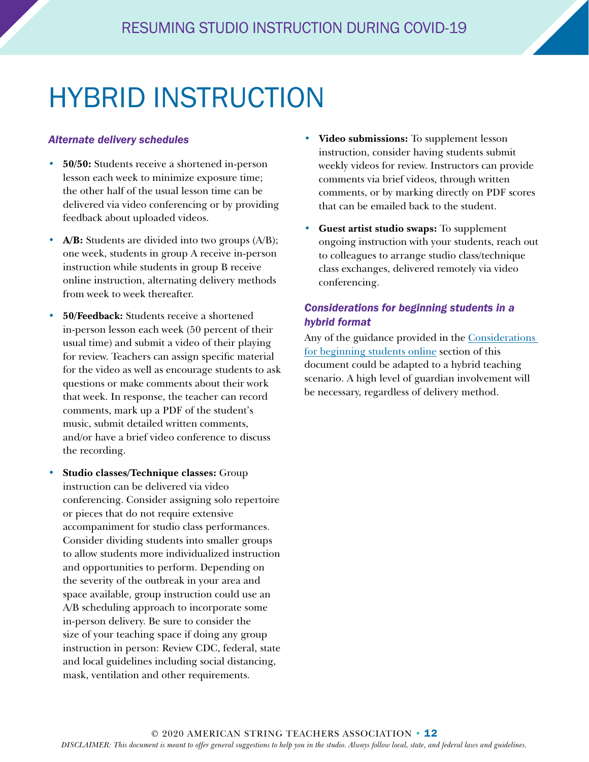# HYBRID INSTRUCTION

### *Alternate delivery schedules*

- **50/50:** Students receive a shortened in-person lesson each week to minimize exposure time; the other half of the usual lesson time can be delivered via video conferencing or by providing feedback about uploaded videos.
- **A/B:** Students are divided into two groups (A/B); one week, students in group A receive in-person instruction while students in group B receive online instruction, alternating delivery methods from week to week thereafter.
- **50/Feedback:** Students receive a shortened in-person lesson each week (50 percent of their usual time) and submit a video of their playing for review. Teachers can assign specific material for the video as well as encourage students to ask questions or make comments about their work that week. In response, the teacher can record comments, mark up a PDF of the student's music, submit detailed written comments, and/or have a brief video conference to discuss the recording.
- **Studio classes/Technique classes:** Group instruction can be delivered via video conferencing. Consider assigning solo repertoire or pieces that do not require extensive accompaniment for studio class performances. Consider dividing students into smaller groups to allow students more individualized instruction and opportunities to perform. Depending on the severity of the outbreak in your area and space available, group instruction could use an A/B scheduling approach to incorporate some in-person delivery. Be sure to consider the size of your teaching space if doing any group instruction in person: Review CDC, federal, state and local guidelines including social distancing, mask, ventilation and other requirements.
- **Video submissions:** To supplement lesson instruction, consider having students submit weekly videos for review. Instructors can provide comments via brief videos, through written comments, or by marking directly on PDF scores that can be emailed back to the student.
- **Guest artist studio swaps:** To supplement ongoing instruction with your students, reach out to colleagues to arrange studio class/technique class exchanges, delivered remotely via video conferencing.

### *Considerations for beginning students in a hybrid format*

Any of the guidance provided in the Considerations for beginning students online section of this document could be adapted to a hybrid teaching scenario. A high level of guardian involvement will be necessary, regardless of delivery method.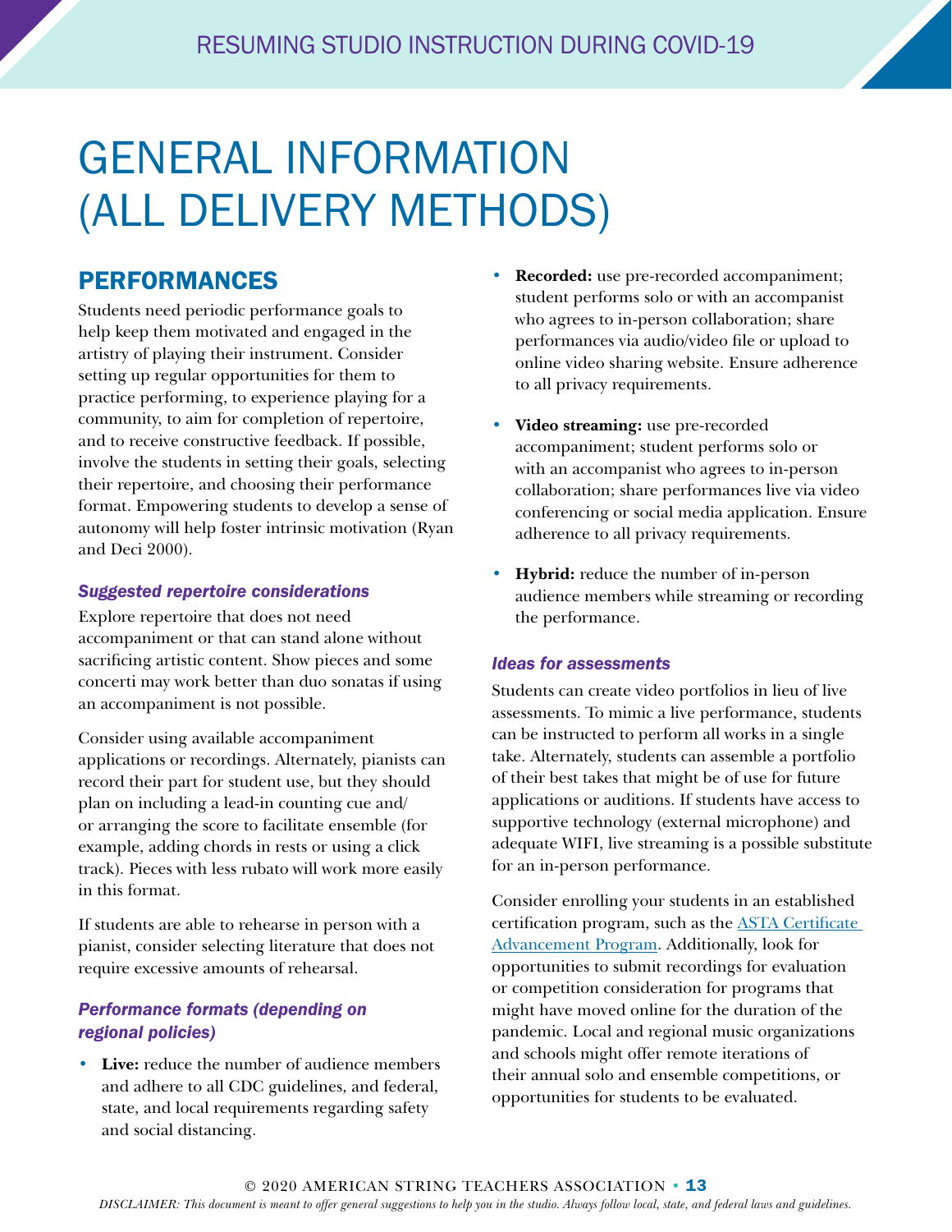# GENERAL INFORMATION (ALL DELIVERY METHODS)

## PERFORMANCES

Students need periodic performance goals to help keep them motivated and engaged in the artistry of playing their instrument. Consider setting up regular opportunities for them to practice performing, to experience playing for a community, to aim for completion of repertoire, and to receive constructive feedback. If possible, involve the students in setting their goals, selecting their repertoire, and choosing their performance format. Empowering students to develop a sense of autonomy will help foster intrinsic motivation (Ryan and Deci 2000).

### *Suggested repertoire considerations*

Explore repertoire that does not need accompaniment or that can stand alone without sacrificing artistic content. Show pieces and some concerti may work better than duo sonatas if using an accompaniment is not possible.

Consider using available accompaniment applications or recordings. Alternately, pianists can record their part for student use, but they should plan on including a lead-in counting cue and/or arranging the score to facilitate ensemble (for example, adding chords in rests or using a click track). Pieces with less rubato will work more easily in this format.

If students are able to rehearse in person with a pianist, consider selecting literature that does not require excessive amounts of rehearsal.

### *Performance formats (depending on regional policies)*

- **Live:** reduce the number of audience members and adhere to all CDC guidelines, and federal, state, and local requirements regarding safety and social distancing.
- **Recorded:** use pre-recorded accompaniment; student performs solo or with an accompanist who agrees to in-person collaboration; share performances via audio/video file or upload to online video sharing website. Ensure adherence to all privacy requirements.
- **Video streaming:** use pre-recorded accompaniment; student performs solo or with an accompanist who agrees to in-person collaboration; share performances live via video conferencing or social media application. Ensure adherence to all privacy requirements.
- **Hybrid:** reduce the number of in-person audience members while streaming or recording the performance.

### *Ideas for assessments*

Students can create video portfolios in lieu of live assessments. To mimic a live performance, students can be instructed to perform all works in a single take. Alternately, students can assemble a portfolio of their best takes that might be of use for future applications or auditions. If students have access to supportive technology (external microphone) and adequate WIFI, live streaming is a possible substitute for an in-person performance.

Consider enrolling your students in an established certification program, such as the ASTA Certificate Advancement Program. Additionally, look for opportunities to submit recordings for evaluation or competition consideration for programs that might have moved online for the duration of the pandemic. Local and regional music organizations and schools might offer remote iterations of their annual solo and ensemble competitions, or opportunities for students to be evaluated.

*DISCLAIMER: This document is meant to offer general suggestions to help you in the studio. Always follow local, state, and federal laws and guidelines.*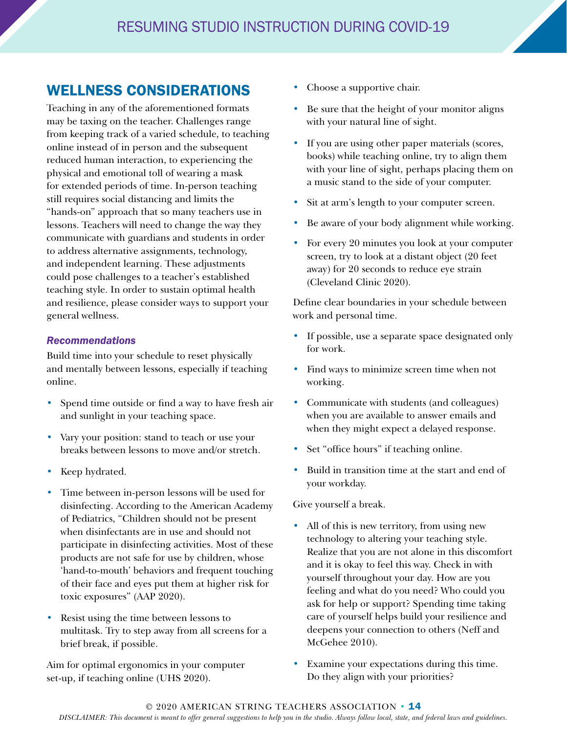## WELLNESS CONSIDERATIONS

Teaching in any of the aforementioned formats may be taxing on the teacher. Challenges range from keeping track of a varied schedule, to teaching online instead of in person and the subsequent reduced human interaction, to experiencing the physical and emotional toll of wearing a mask for extended periods of time. In-person teaching still requires social distancing and limits the "hands-on" approach that so many teachers use in lessons. Teachers will need to change the way they communicate with guardians and students in order to address alternative assignments, technology, and independent learning. These adjustments could pose challenges to a teacher's established teaching style. In order to sustain optimal health and resilience, please consider ways to support your general wellness.

### *Recommendations*

Build time into your schedule to reset physically and mentally between lessons, especially if teaching online.

- Spend time outside or find a way to have fresh air and sunlight in your teaching space.
- Vary your position: stand to teach or use your breaks between lessons to move and/or stretch.
- Keep hydrated.
- Time between in-person lessons will be used for disinfecting. According to the American Academy of Pediatrics, "Children should not be present when disinfectants are in use and should not participate in disinfecting activities. Most of these products are not safe for use by children, whose 'hand-to-mouth' behaviors and frequent touching of their face and eyes put them at higher risk for toxic exposures" (AAP 2020).
- Resist using the time between lessons to multitask. Try to step away from all screens for a brief break, if possible.

Aim for optimal ergonomics in your computer set-up, if teaching online (UHS 2020).

- Choose a supportive chair.
- Be sure that the height of your monitor aligns with your natural line of sight.
- If you are using other paper materials (scores, books) while teaching online, try to align them with your line of sight, perhaps placing them on a music stand to the side of your computer.
- Sit at arm's length to your computer screen.
- Be aware of your body alignment while working.
- For every 20 minutes you look at your computer screen, try to look at a distant object (20 feet away) for 20 seconds to reduce eye strain (Cleveland Clinic 2020).

Define clear boundaries in your schedule between work and personal time.

- If possible, use a separate space designated only for work.
- Find ways to minimize screen time when not working.
- Communicate with students (and colleagues) when you are available to answer emails and when they might expect a delayed response.
- Set "office hours" if teaching online.
- Build in transition time at the start and end of your workday.

Give yourself a break.

- All of this is new territory, from using new technology to altering your teaching style. Realize that you are not alone in this discomfort and it is okay to feel this way. Check in with yourself throughout your day. How are you feeling and what do you need? Who could you ask for help or support? Spending time taking care of yourself helps build your resilience and deepens your connection to others (Neff and McGehee 2010).
- Examine your expectations during this time. Do they align with your priorities?

© 2020 AMERICAN STRING TEACHERS ASSOCIATION

*DISCLAIMER: This document is meant to offer general suggestions to help you in the studio. Always follow local, state, and federal laws and guidelines.*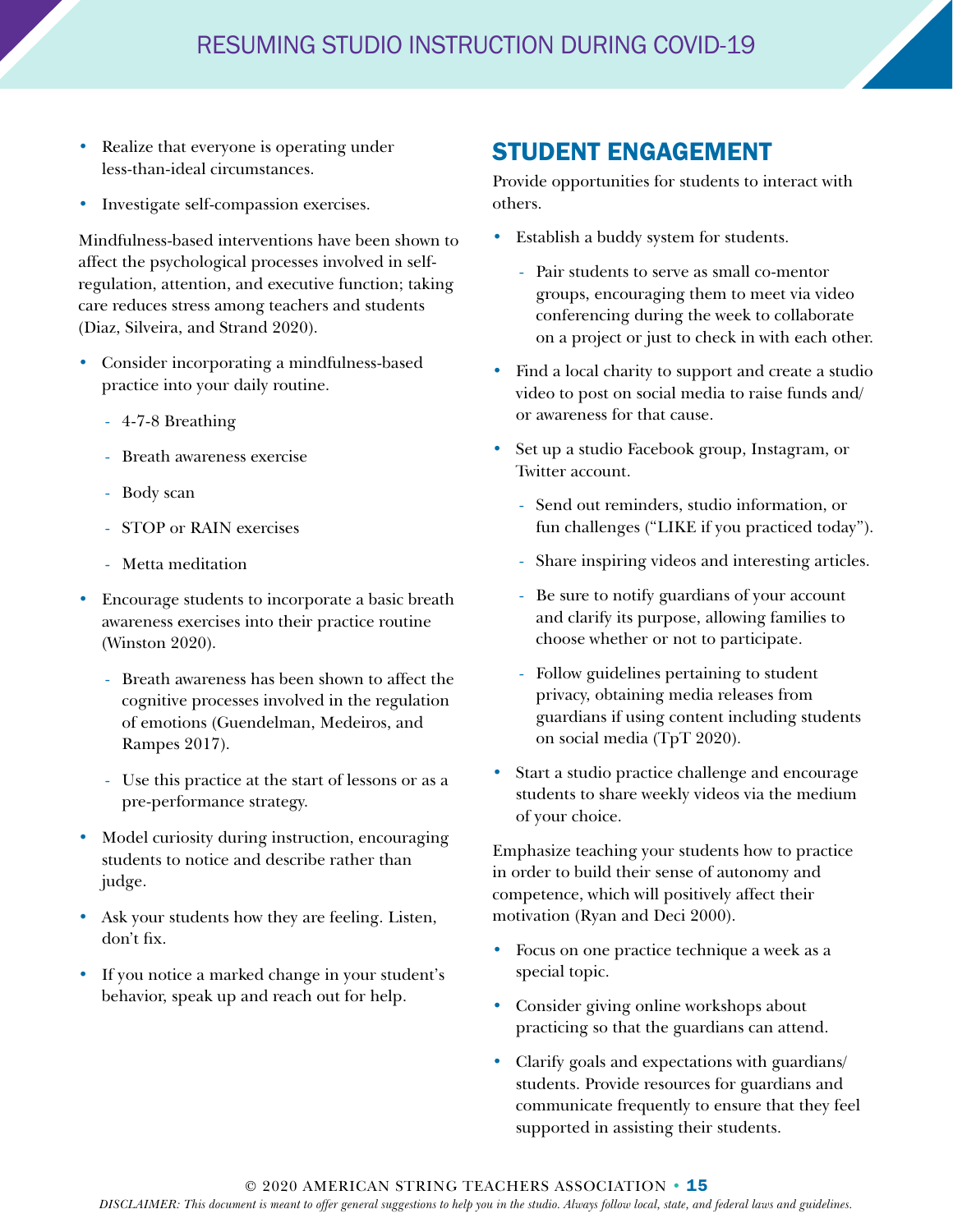- Realize that everyone is operating under less-than-ideal circumstances.
- Investigate self-compassion exercises.

Mindfulness-based interventions have been shown to affect the psychological processes involved in self-regulation, attention, and executive function; taking care reduces stress among teachers and students (Diaz, Silveira, and Strand 2020).

- Consider incorporating a mindfulness-based practice into your daily routine.
  - 4-7-8 Breathing
  - Breath awareness exercise
  - Body scan
  - STOP or RAIN exercises
  - Metta meditation
- Encourage students to incorporate a basic breath awareness exercises into their practice routine (Winston 2020).
  - Breath awareness has been shown to affect the cognitive processes involved in the regulation of emotions (Guendelman, Medeiros, and Rampes 2017).
  - Use this practice at the start of lessons or as a pre-performance strategy.
- Model curiosity during instruction, encouraging students to notice and describe rather than judge.
- Ask your students how they are feeling. Listen, don't fix.
- If you notice a marked change in your student's behavior, speak up and reach out for help.

## STUDENT ENGAGEMENT

Provide opportunities for students to interact with others.

- Establish a buddy system for students.
  - Pair students to serve as small co-mentor groups, encouraging them to meet via video conferencing during the week to collaborate on a project or just to check in with each other.
- Find a local charity to support and create a studio video to post on social media to raise funds and/or awareness for that cause.
- Set up a studio Facebook group, Instagram, or Twitter account.
  - Send out reminders, studio information, or fun challenges ("LIKE if you practiced today").
  - Share inspiring videos and interesting articles.
  - Be sure to notify guardians of your account and clarify its purpose, allowing families to choose whether or not to participate.
  - Follow guidelines pertaining to student privacy, obtaining media releases from guardians if using content including students on social media (TpT 2020).
- Start a studio practice challenge and encourage students to share weekly videos via the medium of your choice.

Emphasize teaching your students how to practice in order to build their sense of autonomy and competence, which will positively affect their motivation (Ryan and Deci 2000).

- Focus on one practice technique a week as a special topic.
- Consider giving online workshops about practicing so that the guardians can attend.
- Clarify goals and expectations with guardians/students. Provide resources for guardians and communicate frequently to ensure that they feel supported in assisting their students.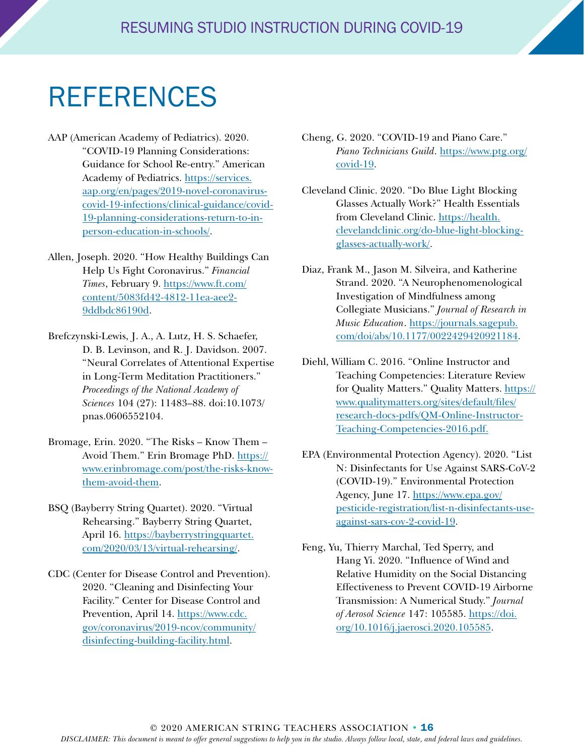# REFERENCES

AAP (American Academy of Pediatrics). 2020. "COVID-19 Planning Considerations: Guidance for School Re-entry." American Academy of Pediatrics. https://services.aap.org/en/pages/2019-novel-coronavirus-covid-19-infections/clinical-guidance/covid-19-planning-considerations-return-to-in-person-education-in-schools/.

Allen, Joseph. 2020. "How Healthy Buildings Can Help Us Fight Coronavirus." *Financial Times*, February 9. https://www.ft.com/content/5083fd42-4812-11ea-aee2-9ddbdc86190d.

Brefczynski-Lewis, J. A., A. Lutz, H. S. Schaefer, D. B. Levinson, and R. J. Davidson. 2007. "Neural Correlates of Attentional Expertise in Long-Term Meditation Practitioners." *Proceedings of the National Academy of Sciences* 104 (27): 11483–88. doi:10.1073/pnas.0606552104.

Bromage, Erin. 2020. "The Risks – Know Them – Avoid Them." Erin Bromage PhD. https://www.erinbromage.com/post/the-risks-know-them-avoid-them.

BSQ (Bayberry String Quartet). 2020. "Virtual Rehearsing." Bayberry String Quartet, April 16. https://bayberrystringquartet.com/2020/03/13/virtual-rehearsing/.

CDC (Center for Disease Control and Prevention). 2020. "Cleaning and Disinfecting Your Facility." Center for Disease Control and Prevention, April 14. https://www.cdc.gov/coronavirus/2019-ncov/community/disinfecting-building-facility.html.

Cheng, G. 2020. "COVID-19 and Piano Care." *Piano Technicians Guild*. https://www.ptg.org/covid-19.

Cleveland Clinic. 2020. "Do Blue Light Blocking Glasses Actually Work?" Health Essentials from Cleveland Clinic. https://health.clevelandclinic.org/do-blue-light-blocking-glasses-actually-work/.

Diaz, Frank M., Jason M. Silveira, and Katherine Strand. 2020. "A Neurophenomenological Investigation of Mindfulness among Collegiate Musicians." *Journal of Research in Music Education*. https://journals.sagepub.com/doi/abs/10.1177/0022429420921184.

Diehl, William C. 2016. "Online Instructor and Teaching Competencies: Literature Review for Quality Matters." Quality Matters. https://www.qualitymatters.org/sites/default/files/research-docs-pdfs/QM-Online-Instructor-Teaching-Competencies-2016.pdf.

EPA (Environmental Protection Agency). 2020. "List N: Disinfectants for Use Against SARS-CoV-2 (COVID-19)." Environmental Protection Agency, June 17. https://www.epa.gov/pesticide-registration/list-n-disinfectants-use-against-sars-cov-2-covid-19.

Feng, Yu, Thierry Marchal, Ted Sperry, and Hang Yi. 2020. "Influence of Wind and Relative Humidity on the Social Distancing Effectiveness to Prevent COVID-19 Airborne Transmission: A Numerical Study." *Journal of Aerosol Science* 147: 105585. https://doi.org/10.1016/j.jaerosci.2020.105585.

© 2020 AMERICAN STRING TEACHERS ASSOCIATION

*DISCLAIMER: This document is meant to offer general suggestions to help you in the studio. Always follow local, state, and federal laws and guidelines.*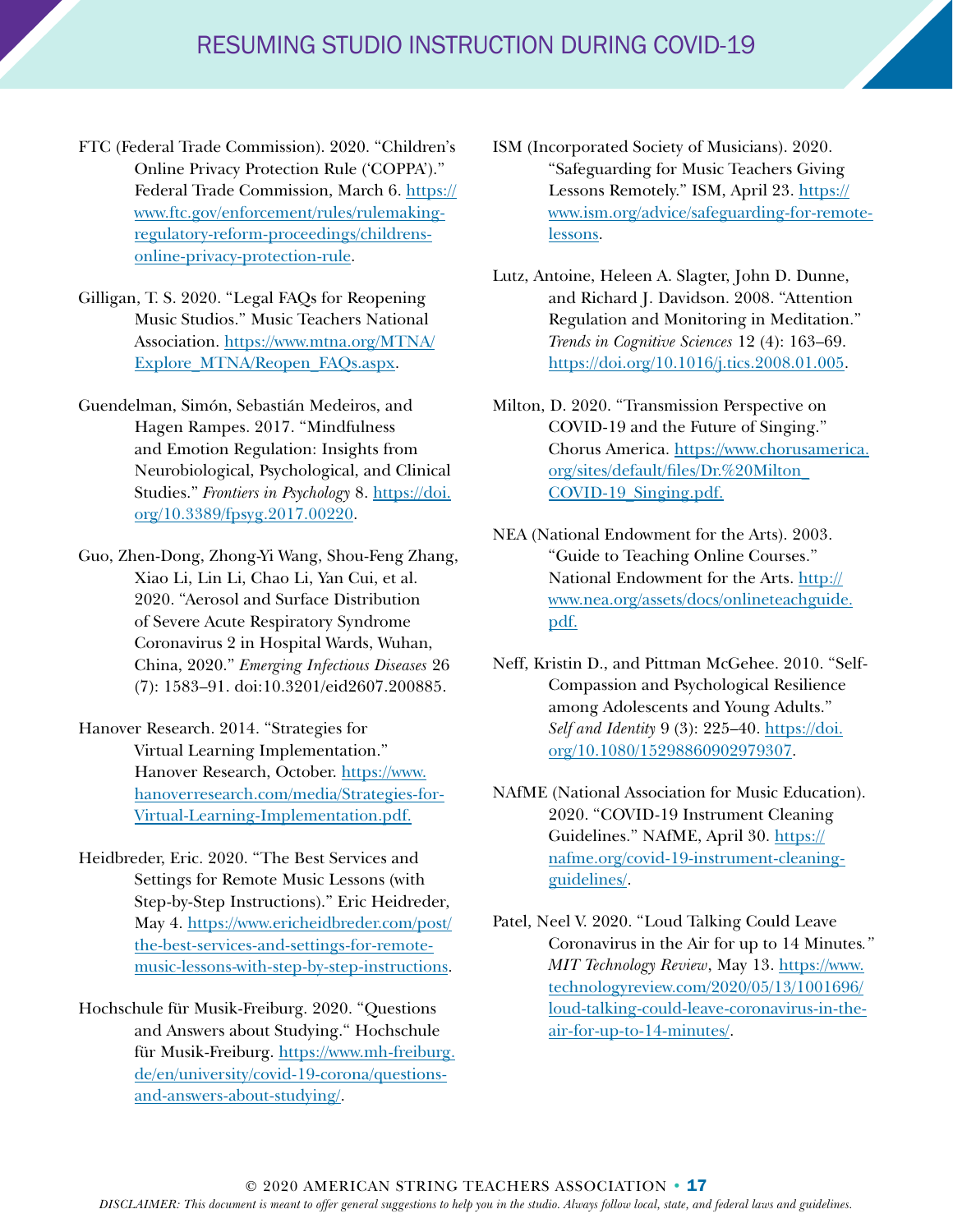FTC (Federal Trade Commission). 2020. "Children's Online Privacy Protection Rule ('COPPA')." Federal Trade Commission, March 6. https://www.ftc.gov/enforcement/rules/rulemaking-regulatory-reform-proceedings/childrens-online-privacy-protection-rule.

Gilligan, T. S. 2020. "Legal FAQs for Reopening Music Studios." Music Teachers National Association. https://www.mtna.org/MTNA/Explore_MTNA/Reopen_FAQs.aspx.

Guendelman, Simón, Sebastián Medeiros, and Hagen Rampes. 2017. "Mindfulness and Emotion Regulation: Insights from Neurobiological, Psychological, and Clinical Studies." *Frontiers in Psychology* 8. https://doi.org/10.3389/fpsyg.2017.00220.

Guo, Zhen-Dong, Zhong-Yi Wang, Shou-Feng Zhang, Xiao Li, Lin Li, Chao Li, Yan Cui, et al. 2020. "Aerosol and Surface Distribution of Severe Acute Respiratory Syndrome Coronavirus 2 in Hospital Wards, Wuhan, China, 2020." *Emerging Infectious Diseases* 26 (7): 1583–91. doi:10.3201/eid2607.200885.

Hanover Research. 2014. "Strategies for Virtual Learning Implementation." Hanover Research, October. https://www.hanoverresearch.com/media/Strategies-for-Virtual-Learning-Implementation.pdf.

Heidbreder, Eric. 2020. "The Best Services and Settings for Remote Music Lessons (with Step-by-Step Instructions)." Eric Heidreder, May 4. https://www.ericheidbreder.com/post/the-best-services-and-settings-for-remote-music-lessons-with-step-by-step-instructions.

Hochschule für Musik-Freiburg. 2020. "Questions and Answers about Studying." Hochschule für Musik-Freiburg. https://www.mh-freiburg.de/en/university/covid-19-corona/questions-and-answers-about-studying/.

ISM (Incorporated Society of Musicians). 2020. "Safeguarding for Music Teachers Giving Lessons Remotely." ISM, April 23. https://www.ism.org/advice/safeguarding-for-remote-lessons.

Lutz, Antoine, Heleen A. Slagter, John D. Dunne, and Richard J. Davidson. 2008. "Attention Regulation and Monitoring in Meditation." *Trends in Cognitive Sciences* 12 (4): 163–69. https://doi.org/10.1016/j.tics.2008.01.005.

Milton, D. 2020. "Transmission Perspective on COVID-19 and the Future of Singing." Chorus America. https://www.chorusamerica.org/sites/default/files/Dr.%20Milton_COVID-19_Singing.pdf.

NEA (National Endowment for the Arts). 2003. "Guide to Teaching Online Courses." National Endowment for the Arts. http://www.nea.org/assets/docs/onlineteachguide.pdf.

Neff, Kristin D., and Pittman McGehee. 2010. "Self-Compassion and Psychological Resilience among Adolescents and Young Adults." *Self and Identity* 9 (3): 225–40. https://doi.org/10.1080/15298860902979307.

NAfME (National Association for Music Education). 2020. "COVID-19 Instrument Cleaning Guidelines." NAfME, April 30. https://nafme.org/covid-19-instrument-cleaning-guidelines/.

Patel, Neel V. 2020. "Loud Talking Could Leave Coronavirus in the Air for up to 14 Minutes." *MIT Technology Review*, May 13. https://www.technologyreview.com/2020/05/13/1001696/loud-talking-could-leave-coronavirus-in-the-air-for-up-to-14-minutes/.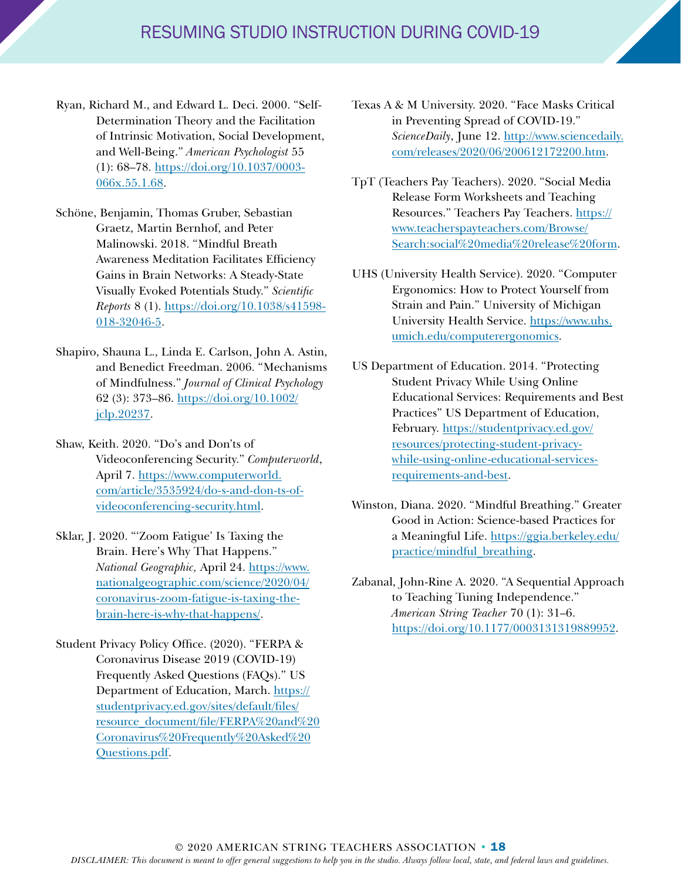Ryan, Richard M., and Edward L. Deci. 2000. "Self-Determination Theory and the Facilitation of Intrinsic Motivation, Social Development, and Well-Being." *American Psychologist* 55 (1): 68–78. https://doi.org/10.1037/0003-066x.55.1.68.

Schöne, Benjamin, Thomas Gruber, Sebastian Graetz, Martin Bernhof, and Peter Malinowski. 2018. "Mindful Breath Awareness Meditation Facilitates Efficiency Gains in Brain Networks: A Steady-State Visually Evoked Potentials Study." *Scientific Reports* 8 (1). https://doi.org/10.1038/s41598-018-32046-5.

Shapiro, Shauna L., Linda E. Carlson, John A. Astin, and Benedict Freedman. 2006. "Mechanisms of Mindfulness." *Journal of Clinical Psychology* 62 (3): 373–86. https://doi.org/10.1002/jclp.20237.

Shaw, Keith. 2020. "Do's and Don'ts of Videoconferencing Security." *Computerworld*, April 7. https://www.computerworld.com/article/3535924/do-s-and-don-ts-of-videoconferencing-security.html.

Sklar, J. 2020. "'Zoom Fatigue' Is Taxing the Brain. Here's Why That Happens." *National Geographic,* April 24. https://www.nationalgeographic.com/science/2020/04/coronavirus-zoom-fatigue-is-taxing-the-brain-here-is-why-that-happens/.

Student Privacy Policy Office. (2020). "FERPA & Coronavirus Disease 2019 (COVID-19) Frequently Asked Questions (FAQs)." US Department of Education, March. https://studentprivacy.ed.gov/sites/default/files/resource_document/file/FERPA%20and%20Coronavirus%20Frequently%20Asked%20Questions.pdf.

Texas A & M University. 2020. "Face Masks Critical in Preventing Spread of COVID-19." *ScienceDaily*, June 12. http://www.sciencedaily.com/releases/2020/06/200612172200.htm.

TpT (Teachers Pay Teachers). 2020. "Social Media Release Form Worksheets and Teaching Resources." Teachers Pay Teachers. https://www.teacherspayteachers.com/Browse/Search:social%20media%20release%20form.

UHS (University Health Service). 2020. "Computer Ergonomics: How to Protect Yourself from Strain and Pain." University of Michigan University Health Service. https://www.uhs.umich.edu/computerergonomics.

US Department of Education. 2014. "Protecting Student Privacy While Using Online Educational Services: Requirements and Best Practices" US Department of Education, February. https://studentprivacy.ed.gov/resources/protecting-student-privacy-while-using-online-educational-services-requirements-and-best.

Winston, Diana. 2020. "Mindful Breathing." Greater Good in Action: Science-based Practices for a Meaningful Life. https://ggia.berkeley.edu/practice/mindful_breathing.

Zabanal, John-Rine A. 2020. "A Sequential Approach to Teaching Tuning Independence." *American String Teacher* 70 (1): 31–6. https://doi.org/10.1177/0003131319889952.

DISCLAIMER: *This document is meant to offer general suggestions to help you in the studio. Always follow local, state, and federal laws and guidelines.*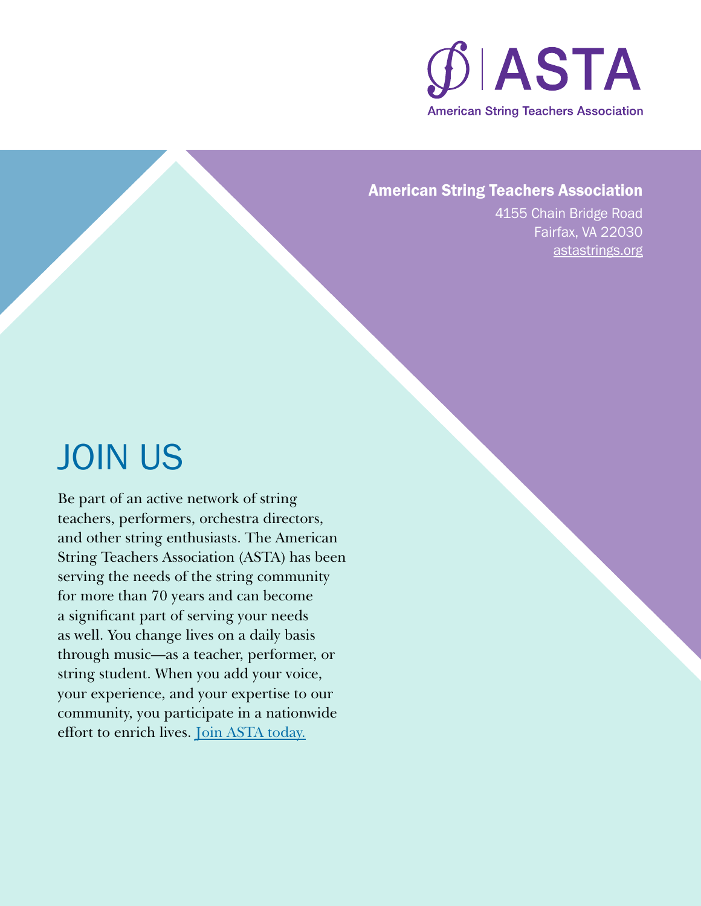ASTA

American String Teachers Association

**American String Teachers Association**

4155 Chain Bridge Road
Fairfax, VA 22030
astastrings.org

# JOIN US

Be part of an active network of string teachers, performers, orchestra directors, and other string enthusiasts. The American String Teachers Association (ASTA) has been serving the needs of the string community for more than 70 years and can become a significant part of serving your needs as well. You change lives on a daily basis through music—as a teacher, performer, or string student. When you add your voice, your experience, and your expertise to our community, you participate in a nationwide effort to enrich lives. Join ASTA today.